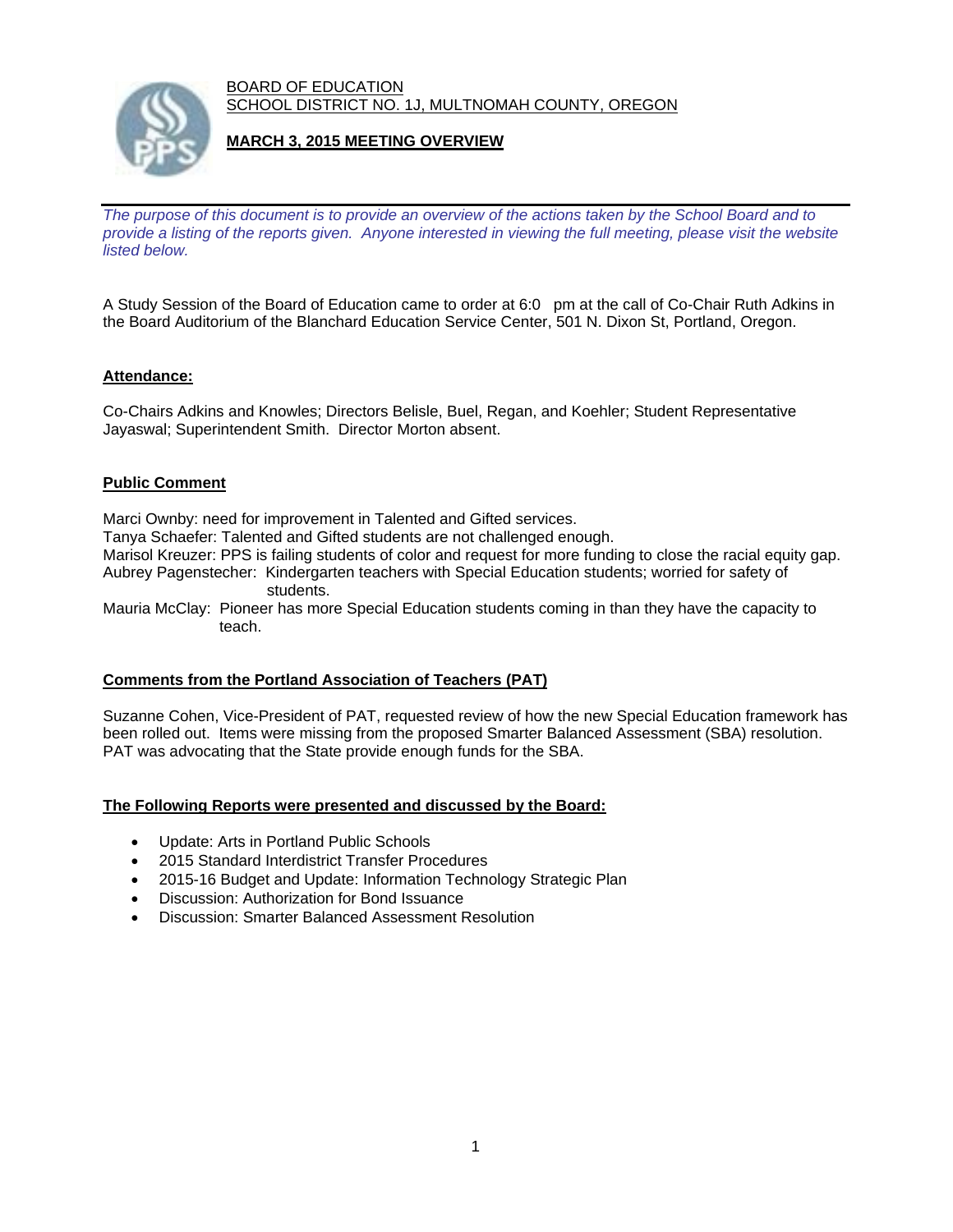BOARD OF EDUCATION
SCHOOL DISTRICT NO. 1J, MULTNOMAH COUNTY, OREGON

**MARCH 3, 2015 MEETING OVERVIEW**

*The purpose of this document is to provide an overview of the actions taken by the School Board and to provide a listing of the reports given. Anyone interested in viewing the full meeting, please visit the website listed below.*

A Study Session of the Board of Education came to order at 6:0 pm at the call of Co-Chair Ruth Adkins in the Board Auditorium of the Blanchard Education Service Center, 501 N. Dixon St, Portland, Oregon.

**Attendance:**

Co-Chairs Adkins and Knowles; Directors Belisle, Buel, Regan, and Koehler; Student Representative Jayaswal; Superintendent Smith. Director Morton absent.

**Public Comment**

Marci Ownby: need for improvement in Talented and Gifted services.
Tanya Schaefer: Talented and Gifted students are not challenged enough.
Marisol Kreuzer: PPS is failing students of color and request for more funding to close the racial equity gap.
Aubrey Pagenstecher: Kindergarten teachers with Special Education students; worried for safety of students.
Mauria McClay: Pioneer has more Special Education students coming in than they have the capacity to teach.

**Comments from the Portland Association of Teachers (PAT)**

Suzanne Cohen, Vice-President of PAT, requested review of how the new Special Education framework has been rolled out. Items were missing from the proposed Smarter Balanced Assessment (SBA) resolution. PAT was advocating that the State provide enough funds for the SBA.

**The Following Reports were presented and discussed by the Board:**

- Update: Arts in Portland Public Schools
- 2015 Standard Interdistrict Transfer Procedures
- 2015-16 Budget and Update: Information Technology Strategic Plan
- Discussion: Authorization for Bond Issuance
- Discussion: Smarter Balanced Assessment Resolution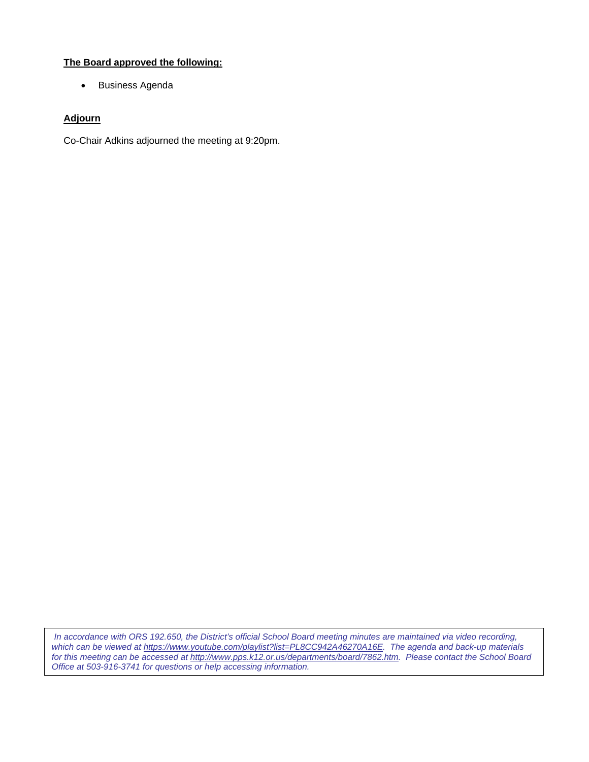**The Board approved the following:**

- Business Agenda

**Adjourn**

Co-Chair Adkins adjourned the meeting at 9:20pm.

*In accordance with ORS 192.650, the District's official School Board meeting minutes are maintained via video recording, which can be viewed at https://www.youtube.com/playlist?list=PL8CC942A46270A16E. The agenda and back-up materials for this meeting can be accessed at http://www.pps.k12.or.us/departments/board/7862.htm. Please contact the School Board Office at 503-916-3741 for questions or help accessing information.*